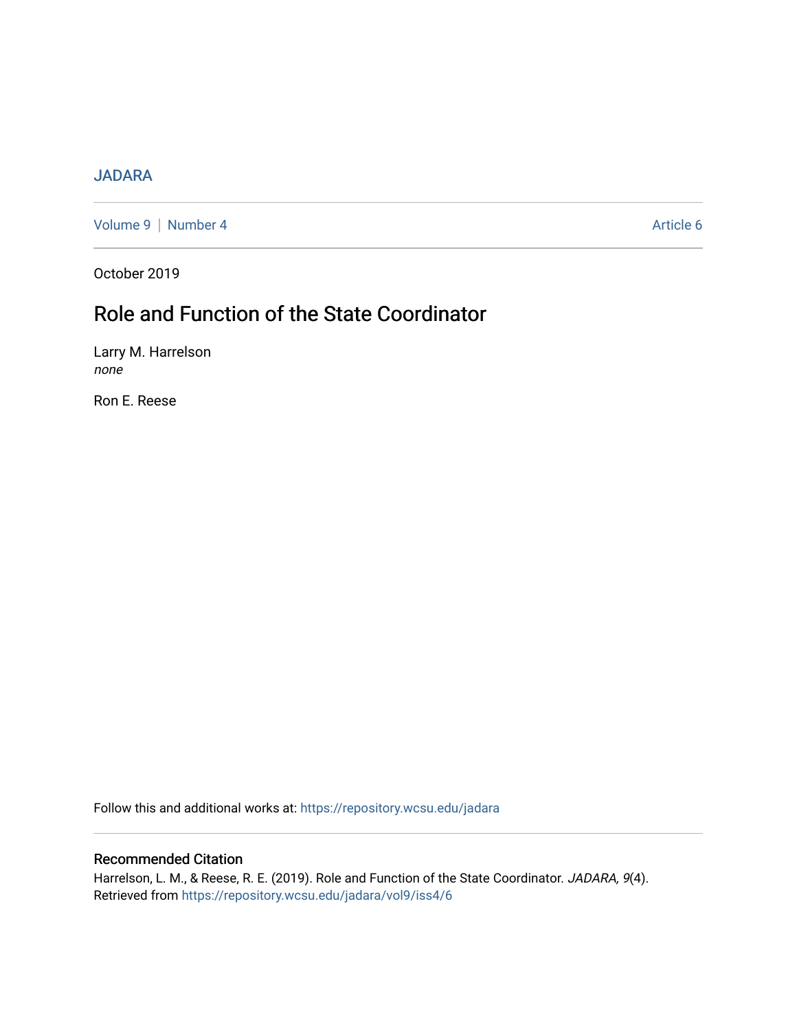JADARA

Volume 9 | Number 4 Article 6

October 2019

# Role and Function of the State Coordinator

Larry M. Harrelson
*none*

Ron E. Reese

Follow this and additional works at: https://repository.wcsu.edu/jadara

## Recommended Citation

Harrelson, L. M., & Reese, R. E. (2019). Role and Function of the State Coordinator. *JADARA, 9*(4). Retrieved from https://repository.wcsu.edu/jadara/vol9/iss4/6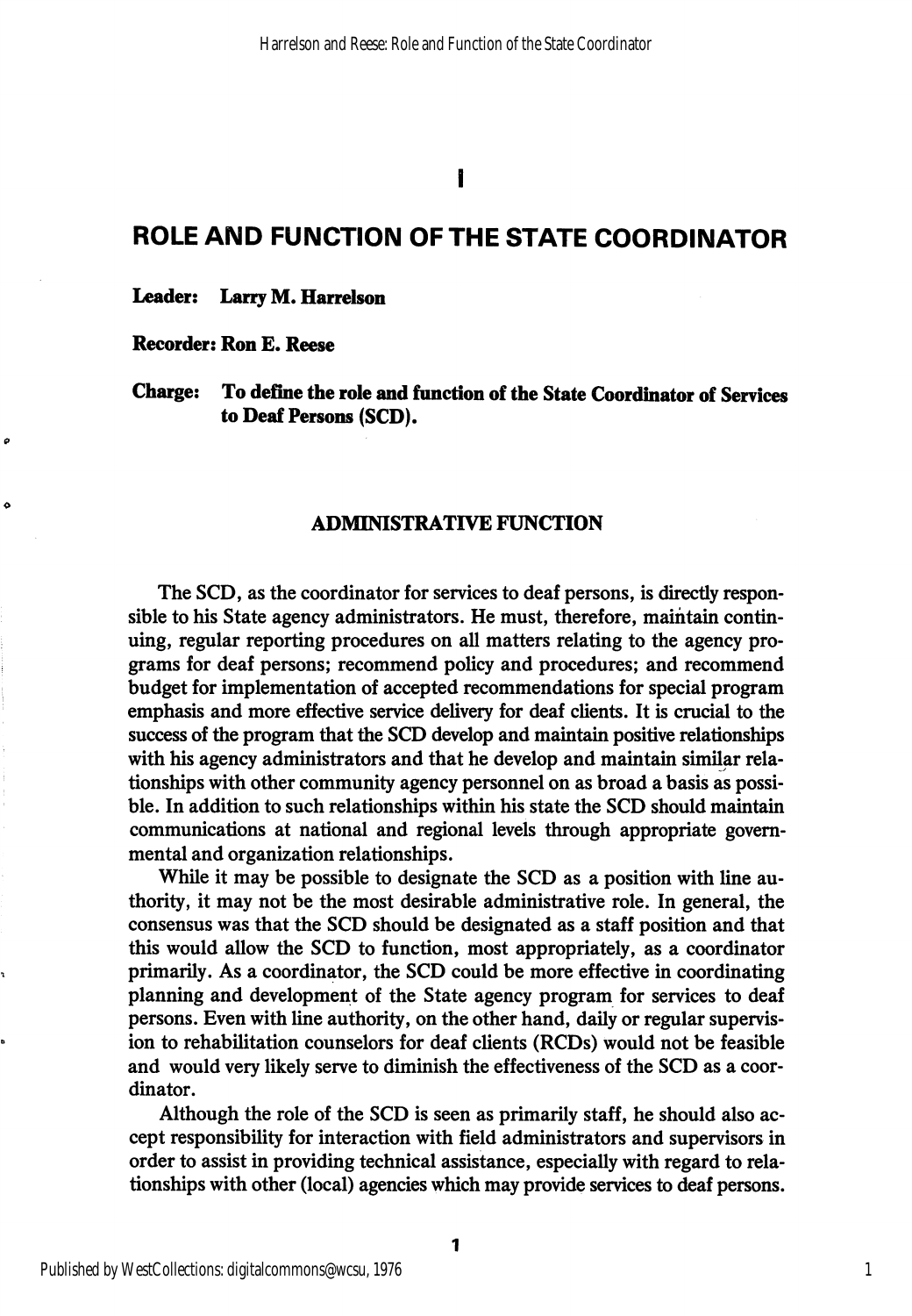I

# ROLE AND FUNCTION OF THE STATE COORDINATOR

**Leader: Larry M. Harrelson**

**Recorder: Ron E. Reese**

**Charge: To define the role and function of the State Coordinator of Services to Deaf Persons (SCD).**

## ADMINISTRATIVE FUNCTION

The SCD, as the coordinator for services to deaf persons, is directly responsible to his State agency administrators. He must, therefore, maintain continuing, regular reporting procedures on all matters relating to the agency programs for deaf persons; recommend policy and procedures; and recommend budget for implementation of accepted recommendations for special program emphasis and more effective service delivery for deaf clients. It is crucial to the success of the program that the SCD develop and maintain positive relationships with his agency administrators and that he develop and maintain similar relationships with other community agency personnel on as broad a basis as possible. In addition to such relationships within his state the SCD should maintain communications at national and regional levels through appropriate governmental and organization relationships.

While it may be possible to designate the SCD as a position with line authority, it may not be the most desirable administrative role. In general, the consensus was that the SCD should be designated as a staff position and that this would allow the SCD to function, most appropriately, as a coordinator primarily. As a coordinator, the SCD could be more effective in coordinating planning and development of the State agency program for services to deaf persons. Even with line authority, on the other hand, daily or regular supervision to rehabilitation counselors for deaf clients (RCDs) would not be feasible and would very likely serve to diminish the effectiveness of the SCD as a coordinator.

Although the role of the SCD is seen as primarily staff, he should also accept responsibility for interaction with field administrators and supervisors in order to assist in providing technical assistance, especially with regard to relationships with other (local) agencies which may provide services to deaf persons.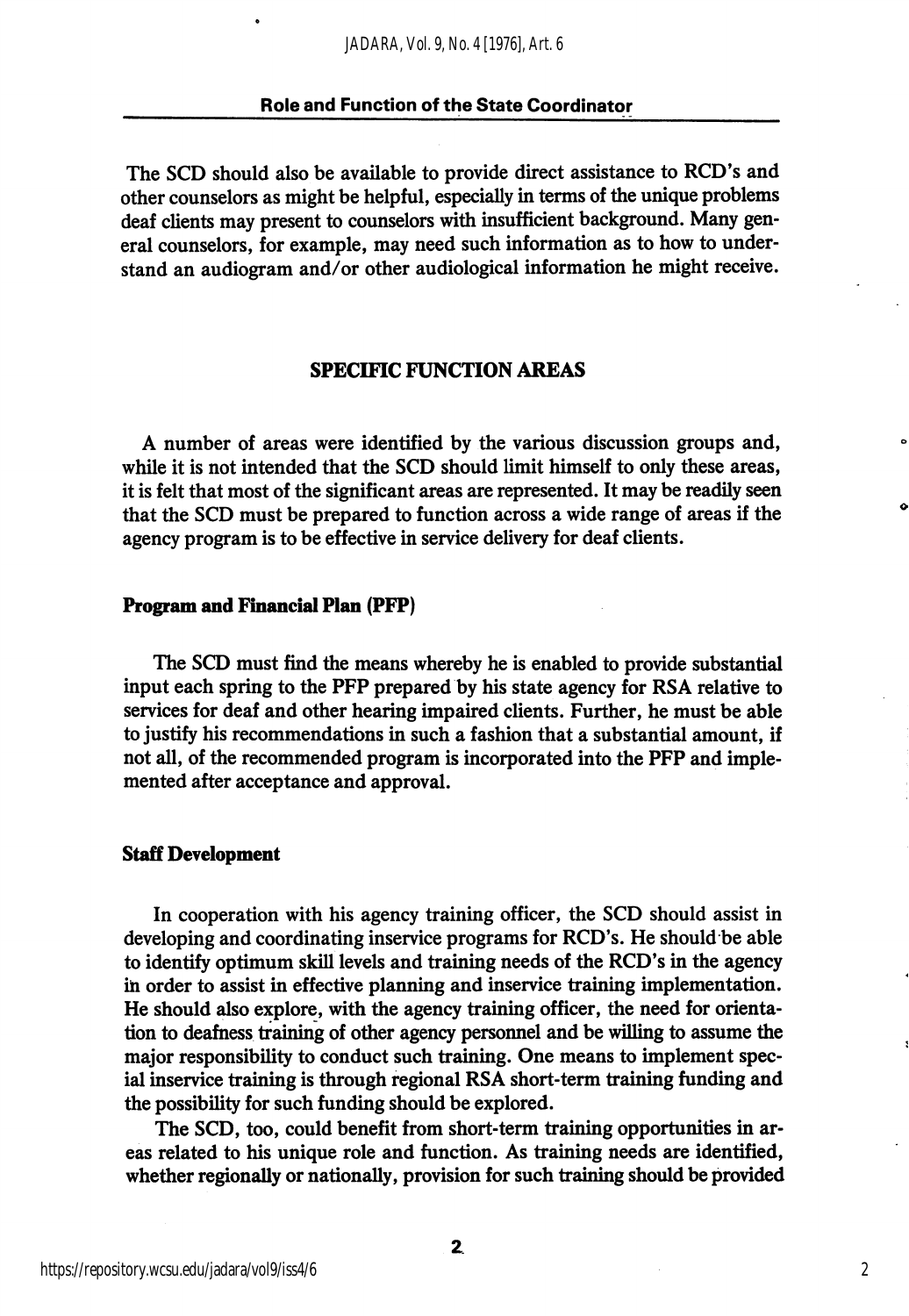The SCD should also be available to provide direct assistance to RCD's and other counselors as might be helpful, especially in terms of the unique problems deaf clients may present to counselors with insufficient background. Many general counselors, for example, may need such information as to how to understand an audiogram and/or other audiological information he might receive.

## SPECIFIC FUNCTION AREAS

A number of areas were identified by the various discussion groups and, while it is not intended that the SCD should limit himself to only these areas, it is felt that most of the significant areas are represented. It may be readily seen that the SCD must be prepared to function across a wide range of areas if the agency program is to be effective in service delivery for deaf clients.

### Program and Financial Plan (PFP)

The SCD must find the means whereby he is enabled to provide substantial input each spring to the PFP prepared by his state agency for RSA relative to services for deaf and other hearing impaired clients. Further, he must be able to justify his recommendations in such a fashion that a substantial amount, if not all, of the recommended program is incorporated into the PFP and implemented after acceptance and approval.

### Staff Development

In cooperation with his agency training officer, the SCD should assist in developing and coordinating inservice programs for RCD's. He should be able to identify optimum skill levels and training needs of the RCD's in the agency in order to assist in effective planning and inservice training implementation. He should also explore, with the agency training officer, the need for orientation to deafness training of other agency personnel and be willing to assume the major responsibility to conduct such training. One means to implement special inservice training is through regional RSA short-term training funding and the possibility for such funding should be explored.

The SCD, too, could benefit from short-term training opportunities in areas related to his unique role and function. As training needs are identified, whether regionally or nationally, provision for such training should be provided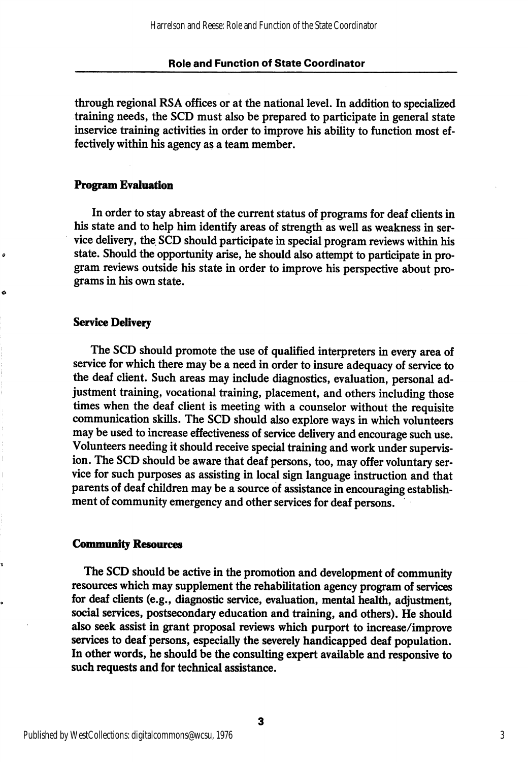through regional RSA offices or at the national level. In addition to specialized training needs, the SCD must also be prepared to participate in general state inservice training activities in order to improve his ability to function most effectively within his agency as a team member.

### Program Evaluation

In order to stay abreast of the current status of programs for deaf clients in his state and to help him identify areas of strength as well as weakness in service delivery, the SCD should participate in special program reviews within his state. Should the opportunity arise, he should also attempt to participate in program reviews outside his state in order to improve his perspective about programs in his own state.

### Service Delivery

The SCD should promote the use of qualified interpreters in every area of service for which there may be a need in order to insure adequacy of service to the deaf client. Such areas may include diagnostics, evaluation, personal adjustment training, vocational training, placement, and others including those times when the deaf client is meeting with a counselor without the requisite communication skills. The SCD should also explore ways in which volunteers may be used to increase effectiveness of service delivery and encourage such use. Volunteers needing it should receive special training and work under supervision. The SCD should be aware that deaf persons, too, may offer voluntary service for such purposes as assisting in local sign language instruction and that parents of deaf children may be a source of assistance in encouraging establishment of community emergency and other services for deaf persons.

### Community Resources

The SCD should be active in the promotion and development of community resources which may supplement the rehabilitation agency program of services for deaf clients (e.g., diagnostic service, evaluation, mental health, adjustment, social services, postsecondary education and training, and others). He should also seek assist in grant proposal reviews which purport to increase/improve services to deaf persons, especially the severely handicapped deaf population. In other words, he should be the consulting expert available and responsive to such requests and for technical assistance.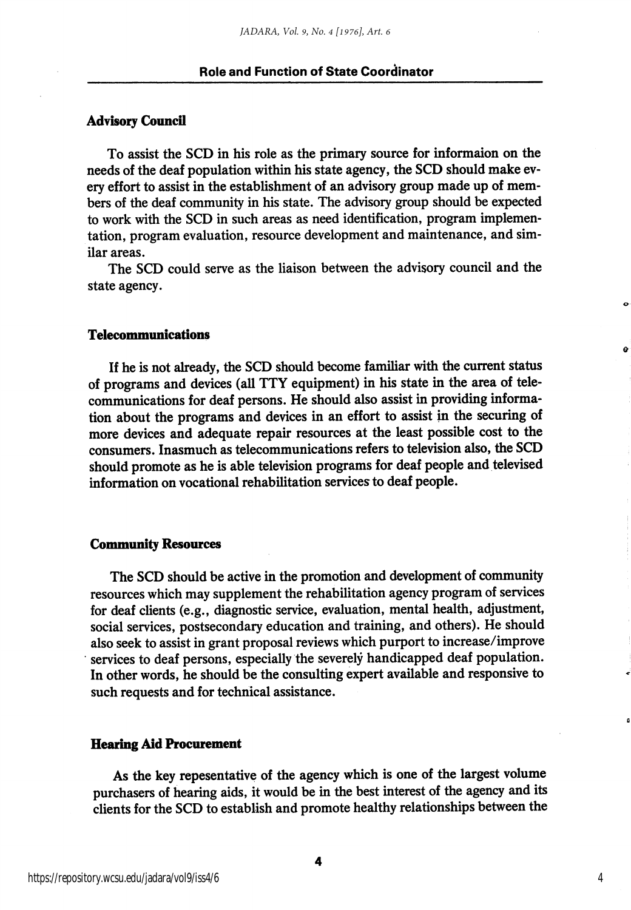### Advisory Council

To assist the SCD in his role as the primary source for informaion on the needs of the deaf population within his state agency, the SCD should make every effort to assist in the establishment of an advisory group made up of members of the deaf community in his state. The advisory group should be expected to work with the SCD in such areas as need identification, program implementation, program evaluation, resource development and maintenance, and similar areas.

The SCD could serve as the liaison between the advisory council and the state agency.

### Telecommunications

If he is not already, the SCD should become familiar with the current status of programs and devices (all TTY equipment) in his state in the area of telecommunications for deaf persons. He should also assist in providing information about the programs and devices in an effort to assist in the securing of more devices and adequate repair resources at the least possible cost to the consumers. Inasmuch as telecommunications refers to television also, the SCD should promote as he is able television programs for deaf people and televised information on vocational rehabilitation services to deaf people.

### Community Resources

The SCD should be active in the promotion and development of community resources which may supplement the rehabilitation agency program of services for deaf clients (e.g., diagnostic service, evaluation, mental health, adjustment, social services, postsecondary education and training, and others). He should also seek to assist in grant proposal reviews which purport to increase/improve services to deaf persons, especially the severely handicapped deaf population. In other words, he should be the consulting expert available and responsive to such requests and for technical assistance.

### Hearing Aid Procurement

As the key repesentative of the agency which is one of the largest volume purchasers of hearing aids, it would be in the best interest of the agency and its clients for the SCD to establish and promote healthy relationships between the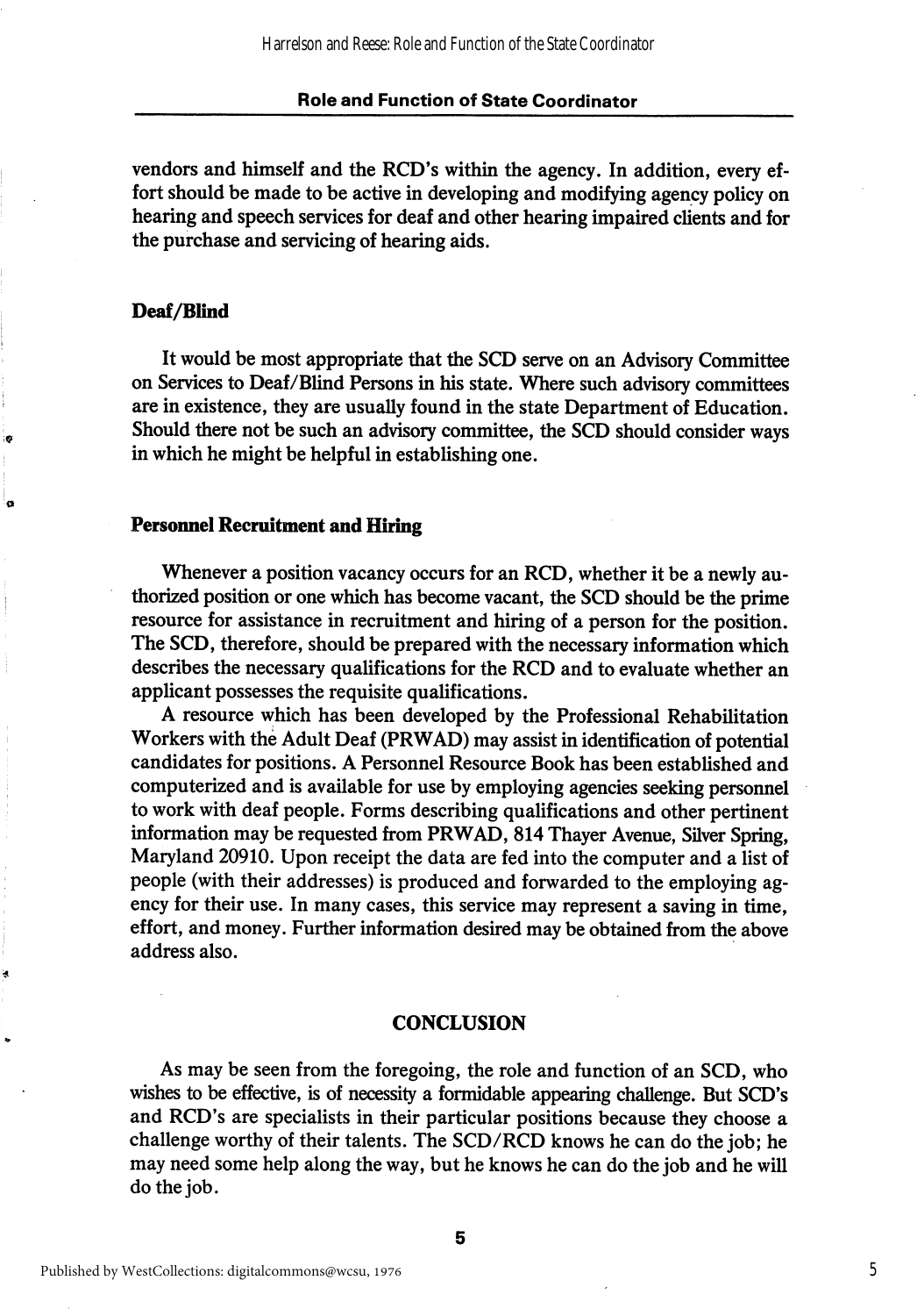vendors and himself and the RCD's within the agency. In addition, every effort should be made to be active in developing and modifying agency policy on hearing and speech services for deaf and other hearing impaired clients and for the purchase and servicing of hearing aids.

### Deaf/Blind

It would be most appropriate that the SCD serve on an Advisory Committee on Services to Deaf/Blind Persons in his state. Where such advisory committees are in existence, they are usually found in the state Department of Education. Should there not be such an advisory committee, the SCD should consider ways in which he might be helpful in establishing one.

### Personnel Recruitment and Hiring

Whenever a position vacancy occurs for an RCD, whether it be a newly authorized position or one which has become vacant, the SCD should be the prime resource for assistance in recruitment and hiring of a person for the position. The SCD, therefore, should be prepared with the necessary information which describes the necessary qualifications for the RCD and to evaluate whether an applicant possesses the requisite qualifications.

A resource which has been developed by the Professional Rehabilitation Workers with the Adult Deaf (PRWAD) may assist in identification of potential candidates for positions. A Personnel Resource Book has been established and computerized and is available for use by employing agencies seeking personnel to work with deaf people. Forms describing qualifications and other pertinent information may be requested from PRWAD, 814 Thayer Avenue, Silver Spring, Maryland 20910. Upon receipt the data are fed into the computer and a list of people (with their addresses) is produced and forwarded to the employing agency for their use. In many cases, this service may represent a saving in time, effort, and money. Further information desired may be obtained from the above address also.

## CONCLUSION

As may be seen from the foregoing, the role and function of an SCD, who wishes to be effective, is of necessity a formidable appearing challenge. But SCD's and RCD's are specialists in their particular positions because they choose a challenge worthy of their talents. The SCD/RCD knows he can do the job; he may need some help along the way, but he knows he can do the job and he will do the job.